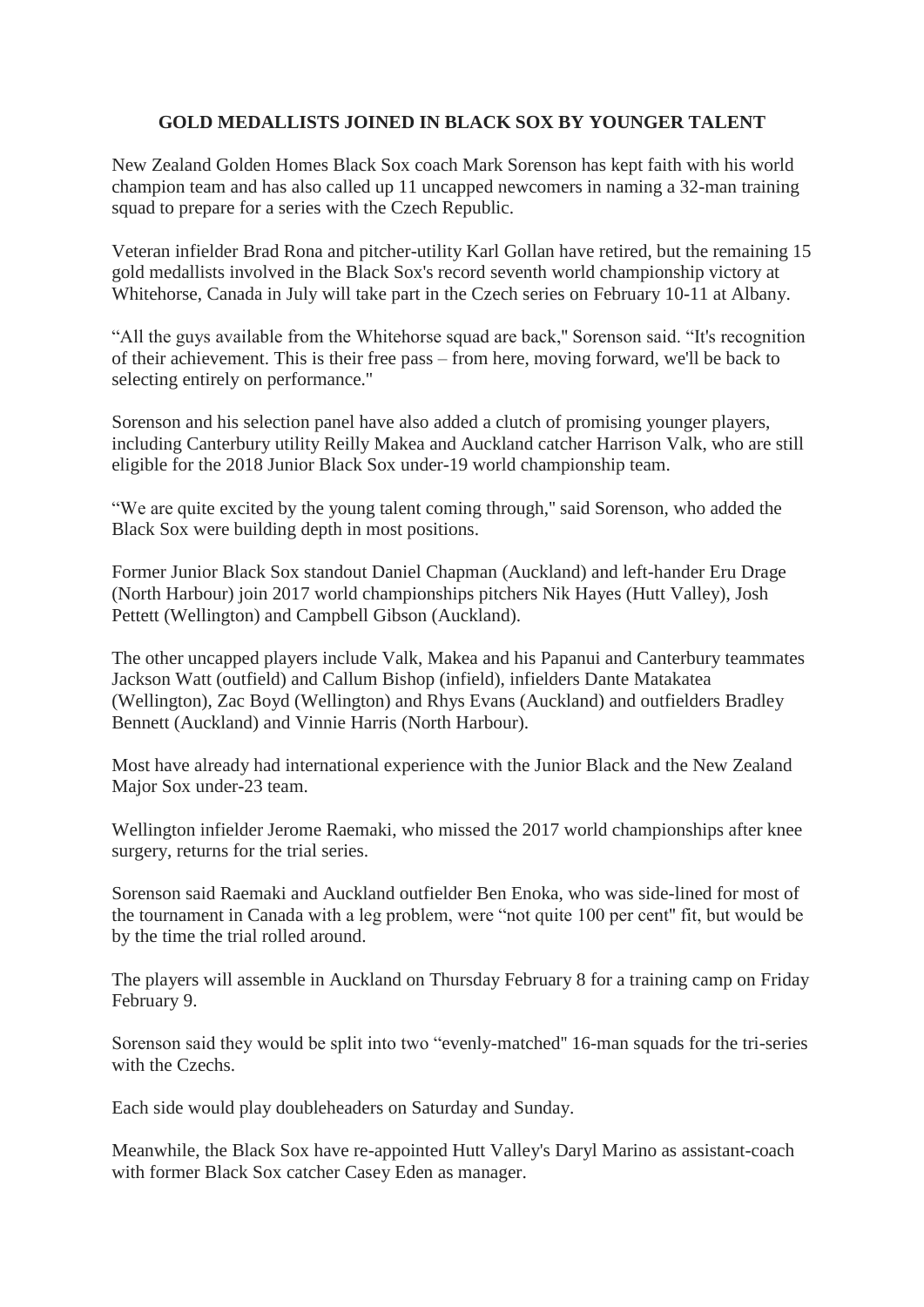# GOLD MEDALLISTS JOINED IN BLACK SOX BY YOUNGER TALENT

New Zealand Golden Homes Black Sox coach Mark Sorenson has kept faith with his world champion team and has also called up 11 uncapped newcomers in naming a 32-man training squad to prepare for a series with the Czech Republic.

Veteran infielder Brad Rona and pitcher-utility Karl Gollan have retired, but the remaining 15 gold medallists involved in the Black Sox's record seventh world championship victory at Whitehorse, Canada in July will take part in the Czech series on February 10-11 at Albany.

"All the guys available from the Whitehorse squad are back," Sorenson said. "It's recognition of their achievement. This is their free pass – from here, moving forward, we'll be back to selecting entirely on performance."

Sorenson and his selection panel have also added a clutch of promising younger players, including Canterbury utility Reilly Makea and Auckland catcher Harrison Valk, who are still eligible for the 2018 Junior Black Sox under-19 world championship team.

"We are quite excited by the young talent coming through," said Sorenson, who added the Black Sox were building depth in most positions.

Former Junior Black Sox standout Daniel Chapman (Auckland) and left-hander Eru Drage (North Harbour) join 2017 world championships pitchers Nik Hayes (Hutt Valley), Josh Pettett (Wellington) and Campbell Gibson (Auckland).

The other uncapped players include Valk, Makea and his Papanui and Canterbury teammates Jackson Watt (outfield) and Callum Bishop (infield), infielders Dante Matakatea (Wellington), Zac Boyd (Wellington) and Rhys Evans (Auckland) and outfielders Bradley Bennett (Auckland) and Vinnie Harris (North Harbour).

Most have already had international experience with the Junior Black and the New Zealand Major Sox under-23 team.

Wellington infielder Jerome Raemaki, who missed the 2017 world championships after knee surgery, returns for the trial series.

Sorenson said Raemaki and Auckland outfielder Ben Enoka, who was side-lined for most of the tournament in Canada with a leg problem, were "not quite 100 per cent" fit, but would be by the time the trial rolled around.

The players will assemble in Auckland on Thursday February 8 for a training camp on Friday February 9.

Sorenson said they would be split into two "evenly-matched" 16-man squads for the tri-series with the Czechs.

Each side would play doubleheaders on Saturday and Sunday.

Meanwhile, the Black Sox have re-appointed Hutt Valley's Daryl Marino as assistant-coach with former Black Sox catcher Casey Eden as manager.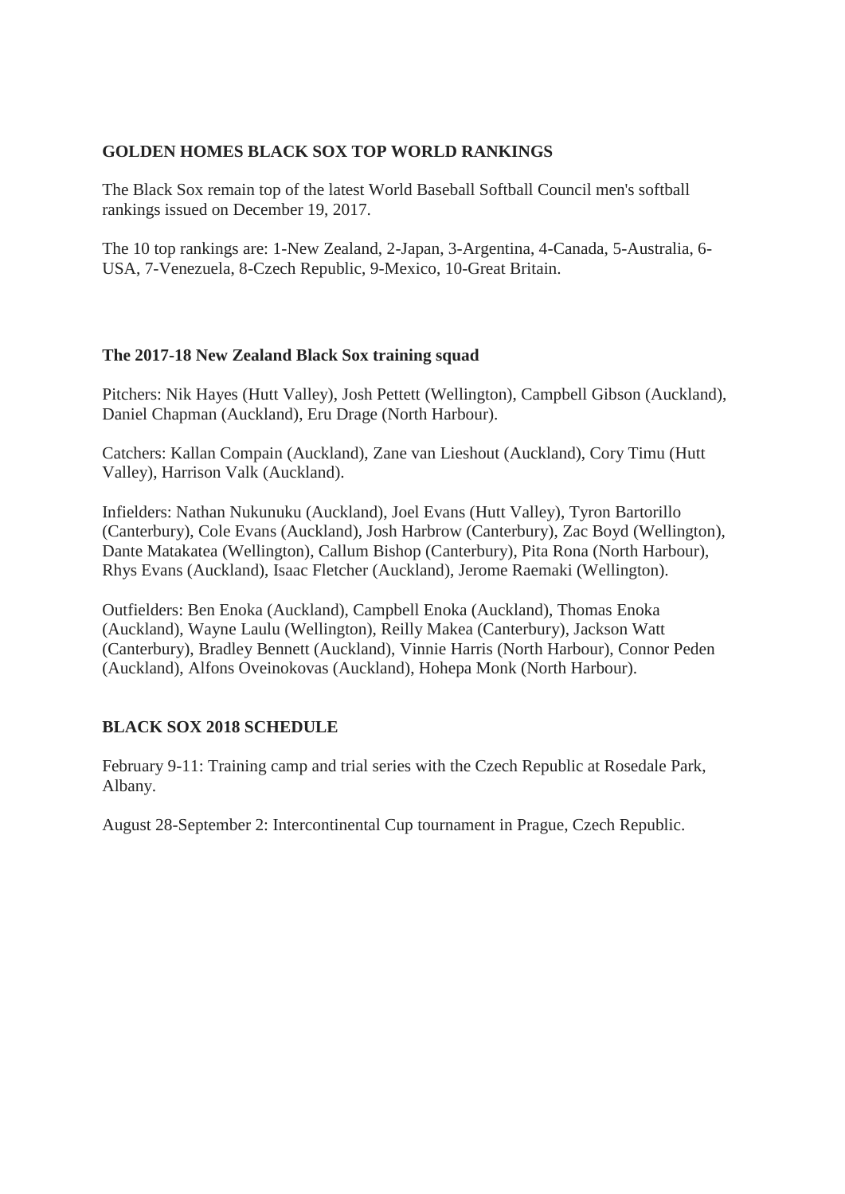**GOLDEN HOMES BLACK SOX TOP WORLD RANKINGS**

The Black Sox remain top of the latest World Baseball Softball Council men's softball rankings issued on December 19, 2017.

The 10 top rankings are: 1-New Zealand, 2-Japan, 3-Argentina, 4-Canada, 5-Australia, 6-USA, 7-Venezuela, 8-Czech Republic, 9-Mexico, 10-Great Britain.

**The 2017-18 New Zealand Black Sox training squad**

Pitchers: Nik Hayes (Hutt Valley), Josh Pettett (Wellington), Campbell Gibson (Auckland), Daniel Chapman (Auckland), Eru Drage (North Harbour).

Catchers: Kallan Compain (Auckland), Zane van Lieshout (Auckland), Cory Timu (Hutt Valley), Harrison Valk (Auckland).

Infielders: Nathan Nukunuku (Auckland), Joel Evans (Hutt Valley), Tyron Bartorillo (Canterbury), Cole Evans (Auckland), Josh Harbrow (Canterbury), Zac Boyd (Wellington), Dante Matakatea (Wellington), Callum Bishop (Canterbury), Pita Rona (North Harbour), Rhys Evans (Auckland), Isaac Fletcher (Auckland), Jerome Raemaki (Wellington).

Outfielders: Ben Enoka (Auckland), Campbell Enoka (Auckland), Thomas Enoka (Auckland), Wayne Laulu (Wellington), Reilly Makea (Canterbury), Jackson Watt (Canterbury), Bradley Bennett (Auckland), Vinnie Harris (North Harbour), Connor Peden (Auckland), Alfons Oveinokovas (Auckland), Hohepa Monk (North Harbour).

**BLACK SOX 2018 SCHEDULE**

February 9-11: Training camp and trial series with the Czech Republic at Rosedale Park, Albany.

August 28-September 2: Intercontinental Cup tournament in Prague, Czech Republic.